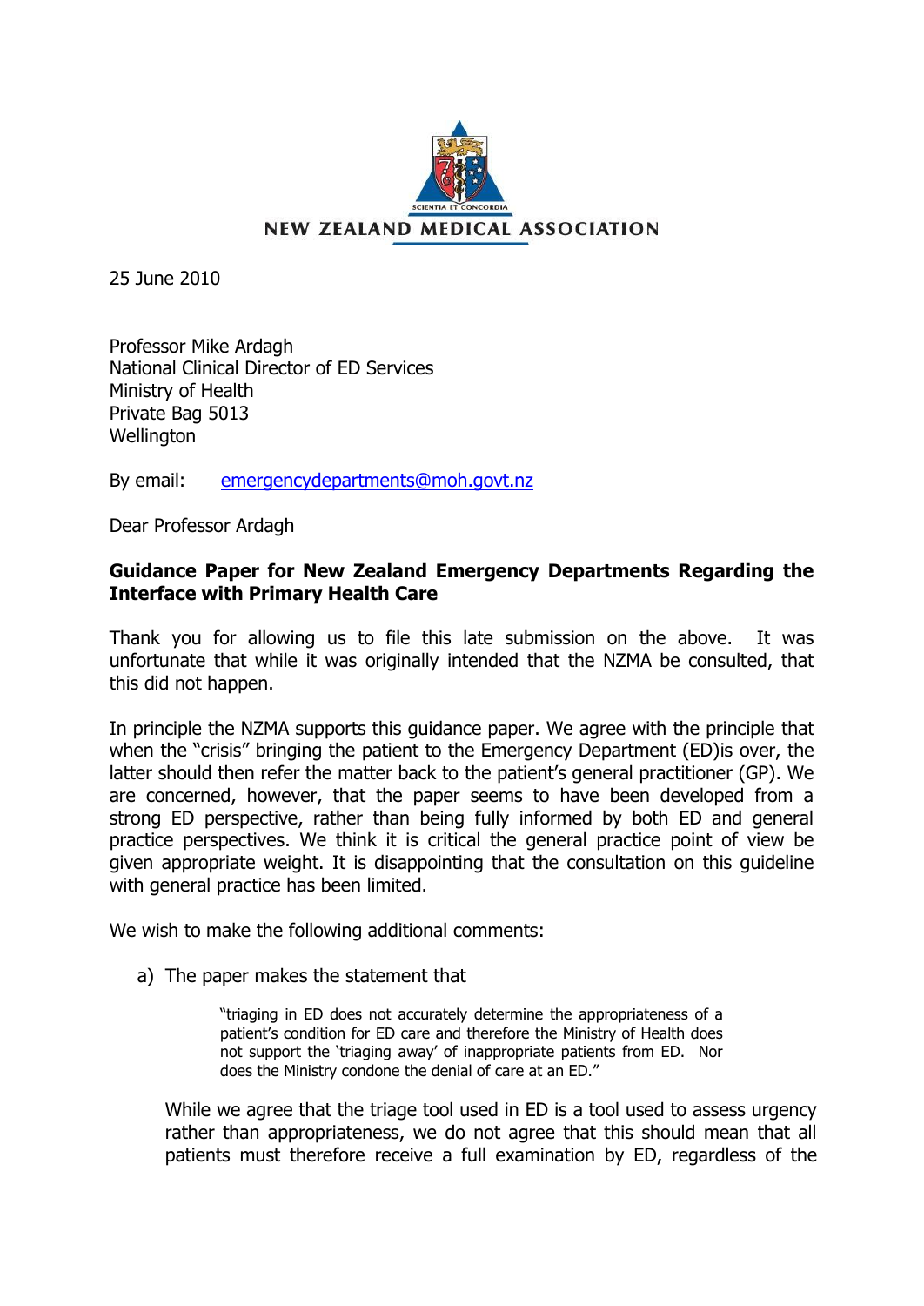NEW ZEALAND MEDICAL ASSOCIATION

25 June 2010

Professor Mike Ardagh
National Clinical Director of ED Services
Ministry of Health
Private Bag 5013
Wellington

By email: emergencydepartments@moh.govt.nz

Dear Professor Ardagh

**Guidance Paper for New Zealand Emergency Departments Regarding the Interface with Primary Health Care**

Thank you for allowing us to file this late submission on the above. It was unfortunate that while it was originally intended that the NZMA be consulted, that this did not happen.

In principle the NZMA supports this guidance paper. We agree with the principle that when the "crisis" bringing the patient to the Emergency Department (ED)is over, the latter should then refer the matter back to the patient's general practitioner (GP). We are concerned, however, that the paper seems to have been developed from a strong ED perspective, rather than being fully informed by both ED and general practice perspectives. We think it is critical the general practice point of view be given appropriate weight. It is disappointing that the consultation on this guideline with general practice has been limited.

We wish to make the following additional comments:

a) The paper makes the statement that

> "triaging in ED does not accurately determine the appropriateness of a patient's condition for ED care and therefore the Ministry of Health does not support the 'triaging away' of inappropriate patients from ED. Nor does the Ministry condone the denial of care at an ED."

While we agree that the triage tool used in ED is a tool used to assess urgency rather than appropriateness, we do not agree that this should mean that all patients must therefore receive a full examination by ED, regardless of the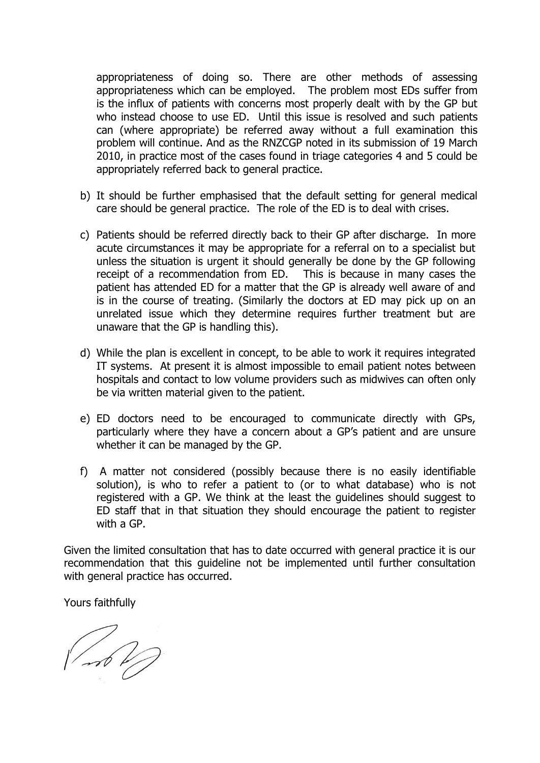appropriateness of doing so. There are other methods of assessing appropriateness which can be employed. The problem most EDs suffer from is the influx of patients with concerns most properly dealt with by the GP but who instead choose to use ED. Until this issue is resolved and such patients can (where appropriate) be referred away without a full examination this problem will continue. And as the RNZCGP noted in its submission of 19 March 2010, in practice most of the cases found in triage categories 4 and 5 could be appropriately referred back to general practice.

b) It should be further emphasised that the default setting for general medical care should be general practice. The role of the ED is to deal with crises.

c) Patients should be referred directly back to their GP after discharge. In more acute circumstances it may be appropriate for a referral on to a specialist but unless the situation is urgent it should generally be done by the GP following receipt of a recommendation from ED. This is because in many cases the patient has attended ED for a matter that the GP is already well aware of and is in the course of treating. (Similarly the doctors at ED may pick up on an unrelated issue which they determine requires further treatment but are unaware that the GP is handling this).

d) While the plan is excellent in concept, to be able to work it requires integrated IT systems. At present it is almost impossible to email patient notes between hospitals and contact to low volume providers such as midwives can often only be via written material given to the patient.

e) ED doctors need to be encouraged to communicate directly with GPs, particularly where they have a concern about a GP's patient and are unsure whether it can be managed by the GP.

f) A matter not considered (possibly because there is no easily identifiable solution), is who to refer a patient to (or to what database) who is not registered with a GP. We think at the least the guidelines should suggest to ED staff that in that situation they should encourage the patient to register with a GP.

Given the limited consultation that has to date occurred with general practice it is our recommendation that this guideline not be implemented until further consultation with general practice has occurred.

Yours faithfully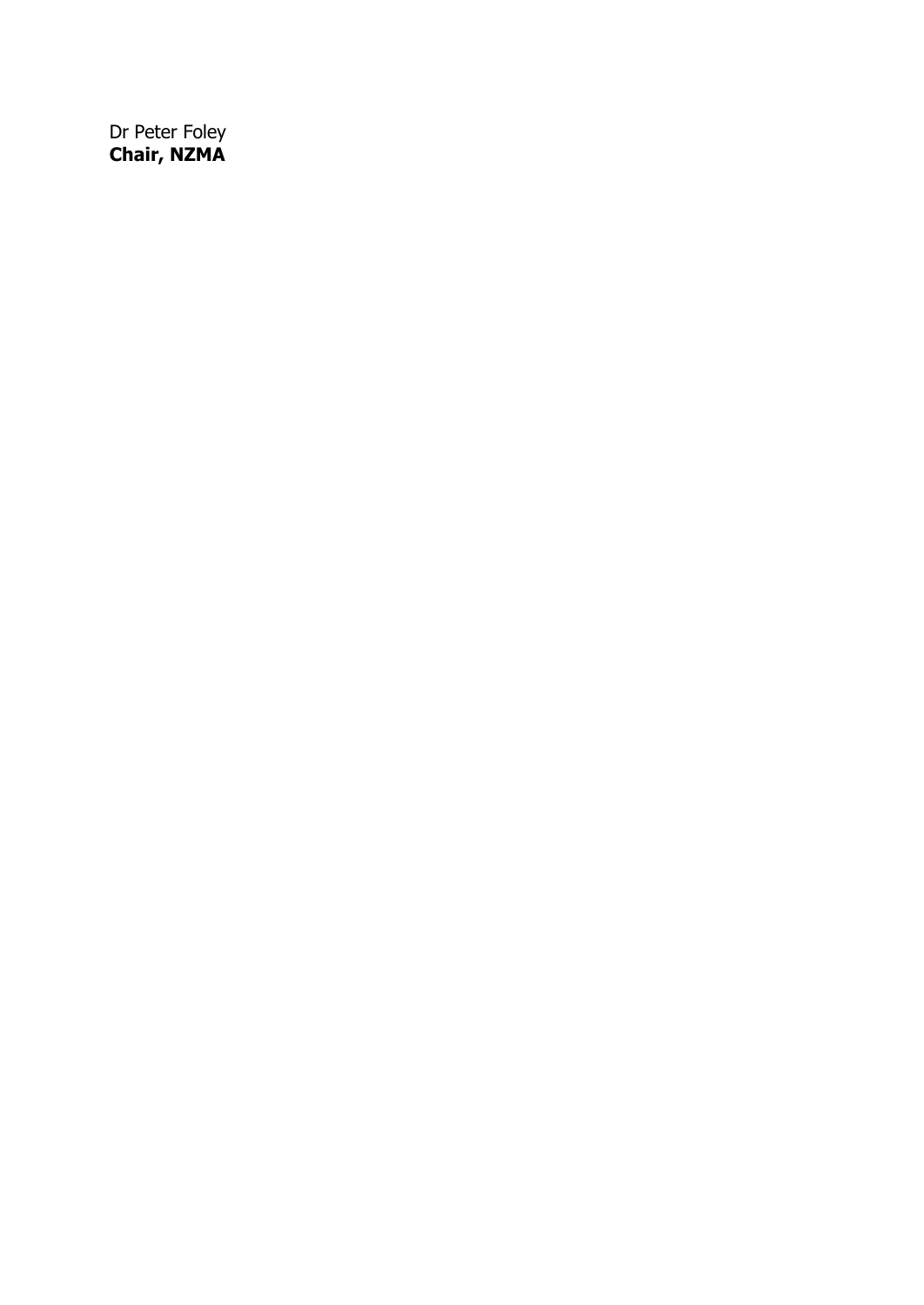Dr Peter Foley
**Chair, NZMA**